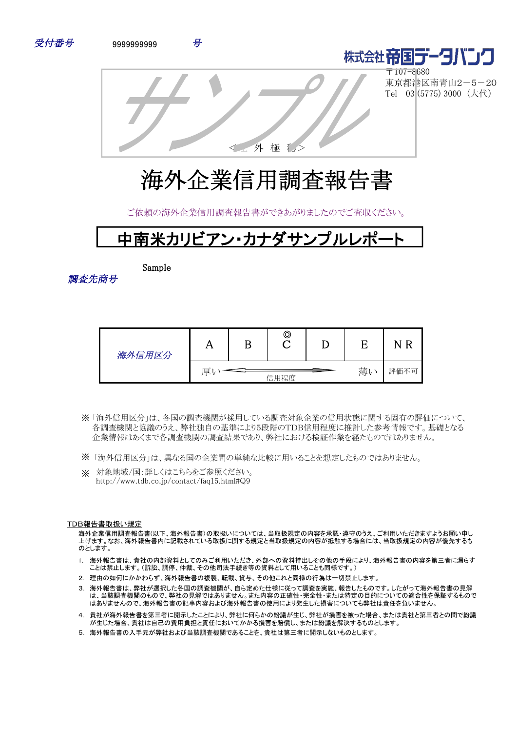受付番号 9999999999 号

株式会社帝国データバンク
〒107-8680
東京都港区南青山2－5－20
Tel 03 (5775) 3000 （大代）

サンプル

<社 外 極 秘>

# 海外企業信用調査報告書

ご依頼の海外企業信用調査報告書ができあがりましたのでご査収ください。

## 中南米カリビアン・カナダサンプルレポート

調査先商号 Sample

| 海外信用区分 | A | B | ◎ C | D | E | N R |
|---|---|---|---|---|---|---|
| | 厚い ← | | 信用程度 | | → 薄い | 評価不可 |

※「海外信用区分」は、各国の調査機関が採用している調査対象企業の信用状態に関する固有の評価について、各調査機関と協議のうえ、弊社独自の基準により5段階のTDB信用程度に推計した参考情報です。基礎となる企業情報はあくまで各調査機関の調査結果であり、弊社における検証作業を経たものではありません。

※「海外信用区分」は、異なる国の企業間の単純な比較に用いることを想定したものではありません。

※ 対象地域/国：詳しくはこちらをご参照ください。
http://www.tdb.co.jp/contact/faq15.html#Q9

### TDB報告書取扱い規定

海外企業信用調査報告書(以下、海外報告書)の取扱いについては、当取扱規定の内容を承認・遵守のうえ、ご利用いただきますようお願い申し上げます。なお、海外報告書内に記載されている取扱に関する規定と当取扱規定の内容が抵触する場合には、当取扱規定の内容が優先するものとします。

1. 海外報告書は、貴社の内部資料としてのみご利用いただき、外部への資料持出しその他の手段により、海外報告書の内容を第三者に漏らすことは禁止します。(訴訟、調停、仲裁、その他司法手続き等の資料として用いることも同様です。)
2. 理由の如何にかかわらず、海外報告書の複製、転載、貸与、その他これと同様の行為は一切禁止します。
3. 海外報告書は、弊社が選択した各国の調査機関が、自ら定めた仕様に従って調査を実施、報告したものです。したがって海外報告書の見解は、当該調査機関のもので、弊社の見解ではありません。また内容の正確性・完全性・または特定の目的についての適合性を保証するものではありませんので、海外報告書の記事内容および海外報告書の使用により発生した損害についても弊社は責任を負いません。
4. 貴社が海外報告書を第三者に開示したことにより、弊社に何らかの紛議が生じ、弊社が損害を被った場合、または貴社と第三者との間で紛議が生じた場合、貴社は自己の費用負担と責任においてかかる損害を賠償し、または紛議を解決するものとします。
5. 海外報告書の入手元が弊社および当該調査機関であることを、貴社は第三者に開示しないものとします。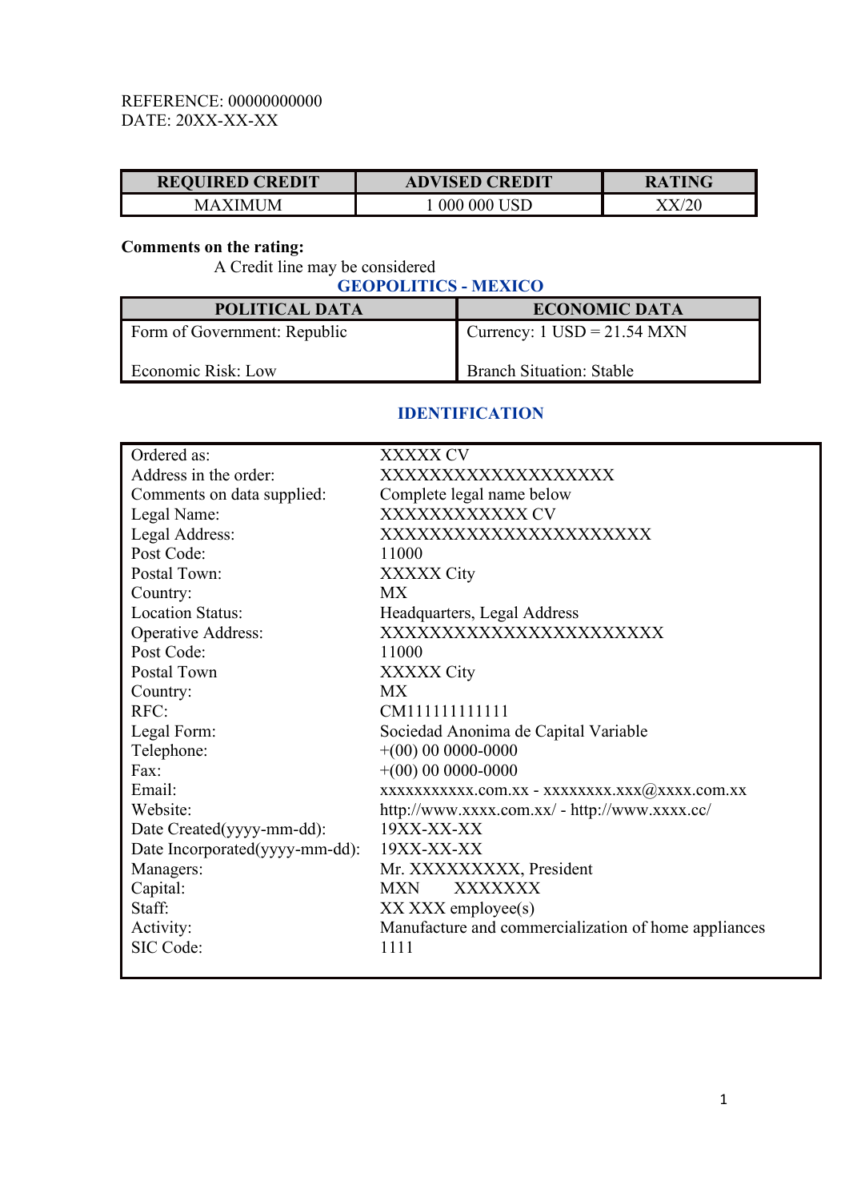REFERENCE: 00000000000
DATE: 20XX-XX-XX

| REQUIRED CREDIT | ADVISED CREDIT | RATING |
|---|---|---|
| MAXIMUM | 1 000 000 USD | XX/20 |

**Comments on the rating:**

A Credit line may be considered

## GEOPOLITICS - MEXICO

| POLITICAL DATA | ECONOMIC DATA |
|---|---|
| Form of Government: Republic | Currency: 1 USD = 21.54 MXN |
| Economic Risk: Low | Branch Situation: Stable |

## IDENTIFICATION

| | |
|---|---|
| Ordered as: | XXXXX CV |
| Address in the order: | XXXXXXXXXXXXXXXXXXX |
| Comments on data supplied: | Complete legal name below |
| Legal Name: | XXXXXXXXXXXX CV |
| Legal Address: | XXXXXXXXXXXXXXXXXXXXXX |
| Post Code: | 11000 |
| Postal Town: | XXXXX City |
| Country: | MX |
| Location Status: | Headquarters, Legal Address |
| Operative Address: | XXXXXXXXXXXXXXXXXXXXXXX |
| Post Code: | 11000 |
| Postal Town | XXXXX City |
| Country: | MX |
| RFC: | CM111111111111 |
| Legal Form: | Sociedad Anonima de Capital Variable |
| Telephone: | +(00) 00 0000-0000 |
| Fax: | +(00) 00 0000-0000 |
| Email: | xxxxxxxxxxx.com.xx - xxxxxxxx.xxx@xxxx.com.xx |
| Website: | http://www.xxxx.com.xx/ - http://www.xxxx.cc/ |
| Date Created(yyyy-mm-dd): | 19XX-XX-XX |
| Date Incorporated(yyyy-mm-dd): | 19XX-XX-XX |
| Managers: | Mr. XXXXXXXXX, President |
| Capital: | MXN XXXXXXX |
| Staff: | XX XXX employee(s) |
| Activity: | Manufacture and commercialization of home appliances |
| SIC Code: | 1111 |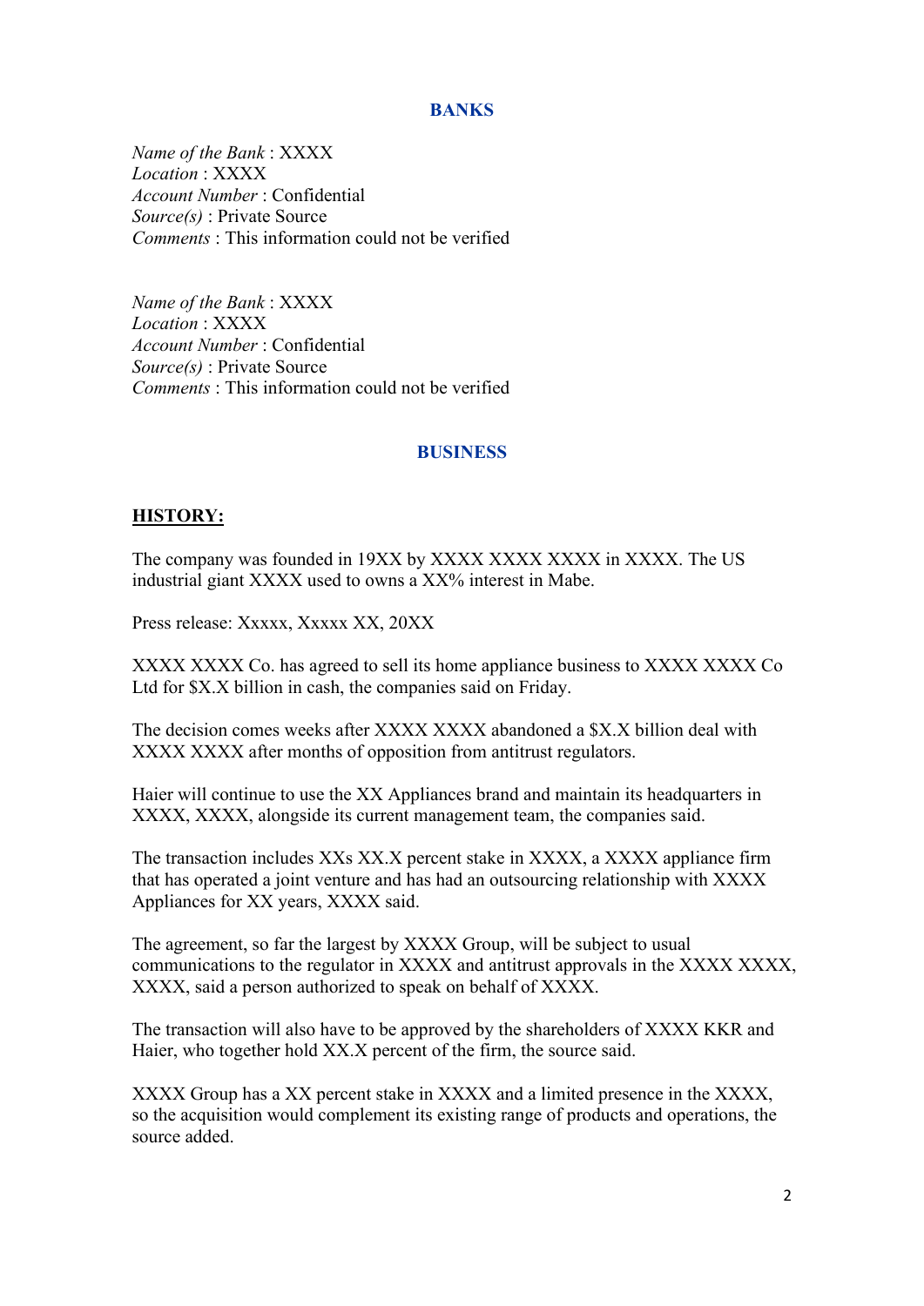## BANKS

*Name of the Bank* : XXXX
*Location* : XXXX
*Account Number* : Confidential
*Source(s)* : Private Source
*Comments* : This information could not be verified

*Name of the Bank* : XXXX
*Location* : XXXX
*Account Number* : Confidential
*Source(s)* : Private Source
*Comments* : This information could not be verified

## BUSINESS

### HISTORY:

The company was founded in 19XX by XXXX XXXX XXXX in XXXX. The US industrial giant XXXX used to owns a XX% interest in Mabe.

Press release: Xxxxx, Xxxxx XX, 20XX

XXXX XXXX Co. has agreed to sell its home appliance business to XXXX XXXX Co Ltd for $X.X billion in cash, the companies said on Friday.

The decision comes weeks after XXXX XXXX abandoned a $X.X billion deal with XXXX XXXX after months of opposition from antitrust regulators.

Haier will continue to use the XX Appliances brand and maintain its headquarters in XXXX, XXXX, alongside its current management team, the companies said.

The transaction includes XXs XX.X percent stake in XXXX, a XXXX appliance firm that has operated a joint venture and has had an outsourcing relationship with XXXX Appliances for XX years, XXXX said.

The agreement, so far the largest by XXXX Group, will be subject to usual communications to the regulator in XXXX and antitrust approvals in the XXXX XXXX, XXXX, said a person authorized to speak on behalf of XXXX.

The transaction will also have to be approved by the shareholders of XXXX KKR and Haier, who together hold XX.X percent of the firm, the source said.

XXXX Group has a XX percent stake in XXXX and a limited presence in the XXXX, so the acquisition would complement its existing range of products and operations, the source added.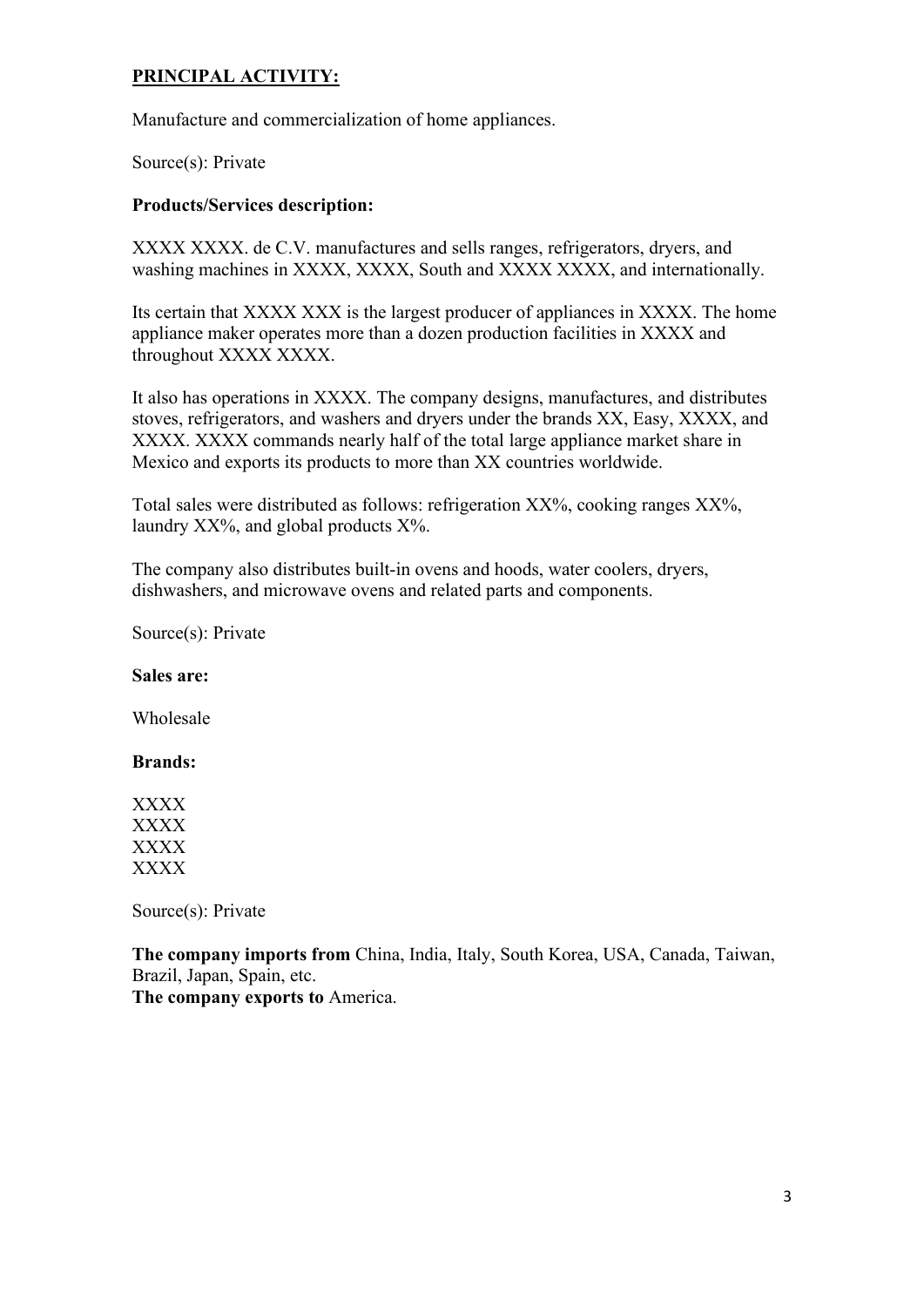## **PRINCIPAL ACTIVITY:**

Manufacture and commercialization of home appliances.

Source(s): Private

**Products/Services description:**

XXXX XXXX. de C.V. manufactures and sells ranges, refrigerators, dryers, and washing machines in XXXX, XXXX, South and XXXX XXXX, and internationally.

Its certain that XXXX XXX is the largest producer of appliances in XXXX. The home appliance maker operates more than a dozen production facilities in XXXX and throughout XXXX XXXX.

It also has operations in XXXX. The company designs, manufactures, and distributes stoves, refrigerators, and washers and dryers under the brands XX, Easy, XXXX, and XXXX. XXXX commands nearly half of the total large appliance market share in Mexico and exports its products to more than XX countries worldwide.

Total sales were distributed as follows: refrigeration XX%, cooking ranges XX%, laundry XX%, and global products X%.

The company also distributes built-in ovens and hoods, water coolers, dryers, dishwashers, and microwave ovens and related parts and components.

Source(s): Private

**Sales are:**

Wholesale

**Brands:**

XXXX
XXXX
XXXX
XXXX

Source(s): Private

**The company imports from** China, India, Italy, South Korea, USA, Canada, Taiwan, Brazil, Japan, Spain, etc.
**The company exports to** America.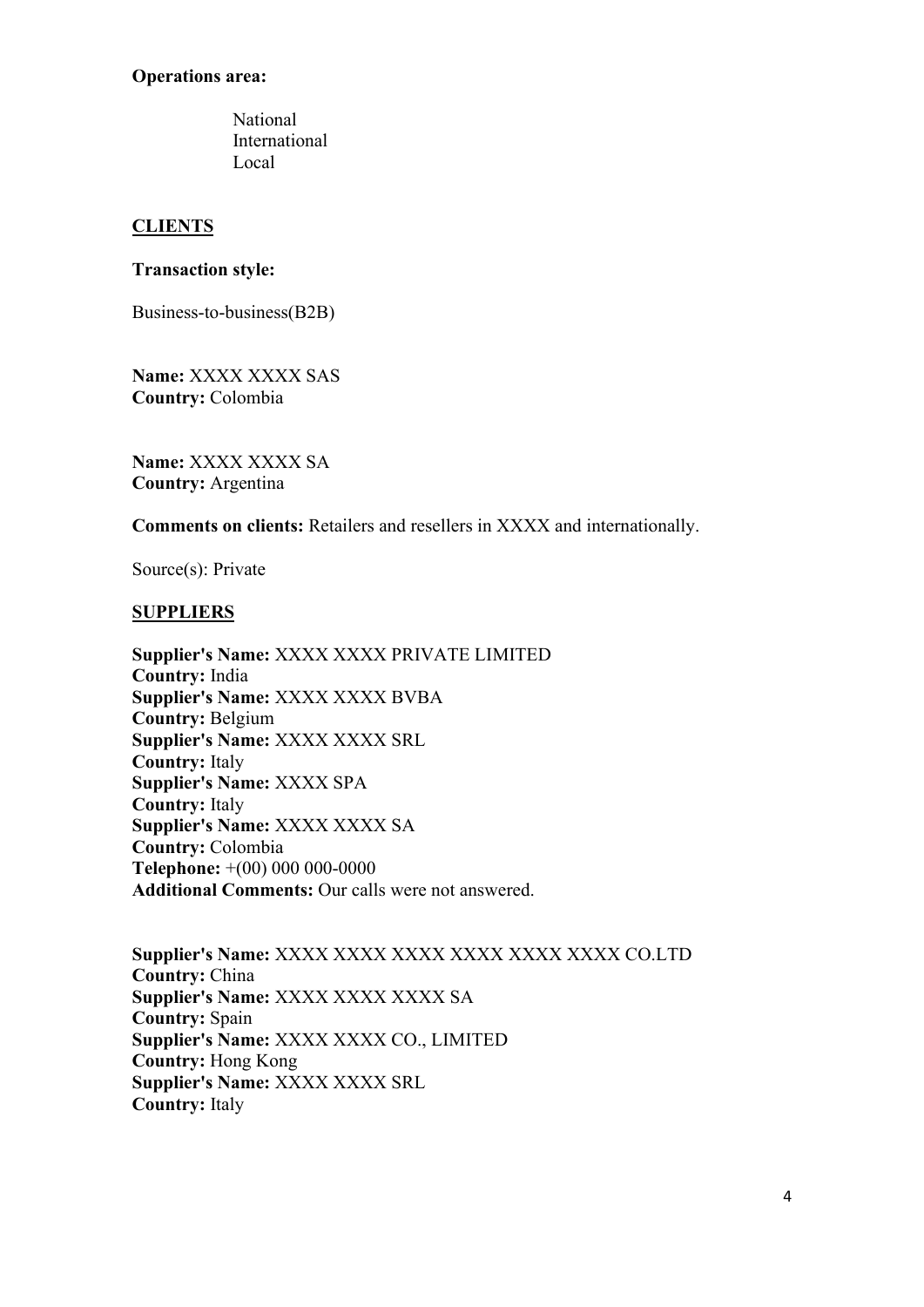**Operations area:**

National
International
Local

## CLIENTS

**Transaction style:**

Business-to-business(B2B)

**Name:** XXXX XXXX SAS
**Country:** Colombia

**Name:** XXXX XXXX SA
**Country:** Argentina

**Comments on clients:** Retailers and resellers in XXXX and internationally.

Source(s): Private

## SUPPLIERS

**Supplier's Name:** XXXX XXXX PRIVATE LIMITED
**Country:** India
**Supplier's Name:** XXXX XXXX BVBA
**Country:** Belgium
**Supplier's Name:** XXXX XXXX SRL
**Country:** Italy
**Supplier's Name:** XXXX SPA
**Country:** Italy
**Supplier's Name:** XXXX XXXX SA
**Country:** Colombia
**Telephone:** +(00) 000 000-0000
**Additional Comments:** Our calls were not answered.

**Supplier's Name:** XXXX XXXX XXXX XXXX XXXX XXXX CO.LTD
**Country:** China
**Supplier's Name:** XXXX XXXX XXXX SA
**Country:** Spain
**Supplier's Name:** XXXX XXXX CO., LIMITED
**Country:** Hong Kong
**Supplier's Name:** XXXX XXXX SRL
**Country:** Italy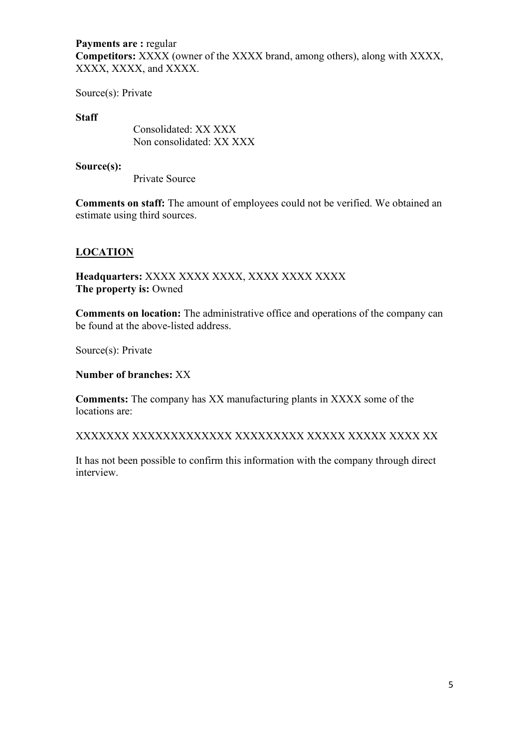**Payments are :** regular
**Competitors:** XXXX (owner of the XXXX brand, among others), along with XXXX, XXXX, XXXX, and XXXX.

Source(s): Private

**Staff**

Consolidated: XX XXX
Non consolidated: XX XXX

**Source(s):**

Private Source

**Comments on staff:** The amount of employees could not be verified. We obtained an estimate using third sources.

## LOCATION

**Headquarters:** XXXX XXXX XXXX, XXXX XXXX XXXX
**The property is:** Owned

**Comments on location:** The administrative office and operations of the company can be found at the above-listed address.

Source(s): Private

**Number of branches:** XX

**Comments:** The company has XX manufacturing plants in XXXX some of the locations are:

XXXXXXX XXXXXXXXXXXXX XXXXXXXXX XXXXX XXXXX XXXX XX

It has not been possible to confirm this information with the company through direct interview.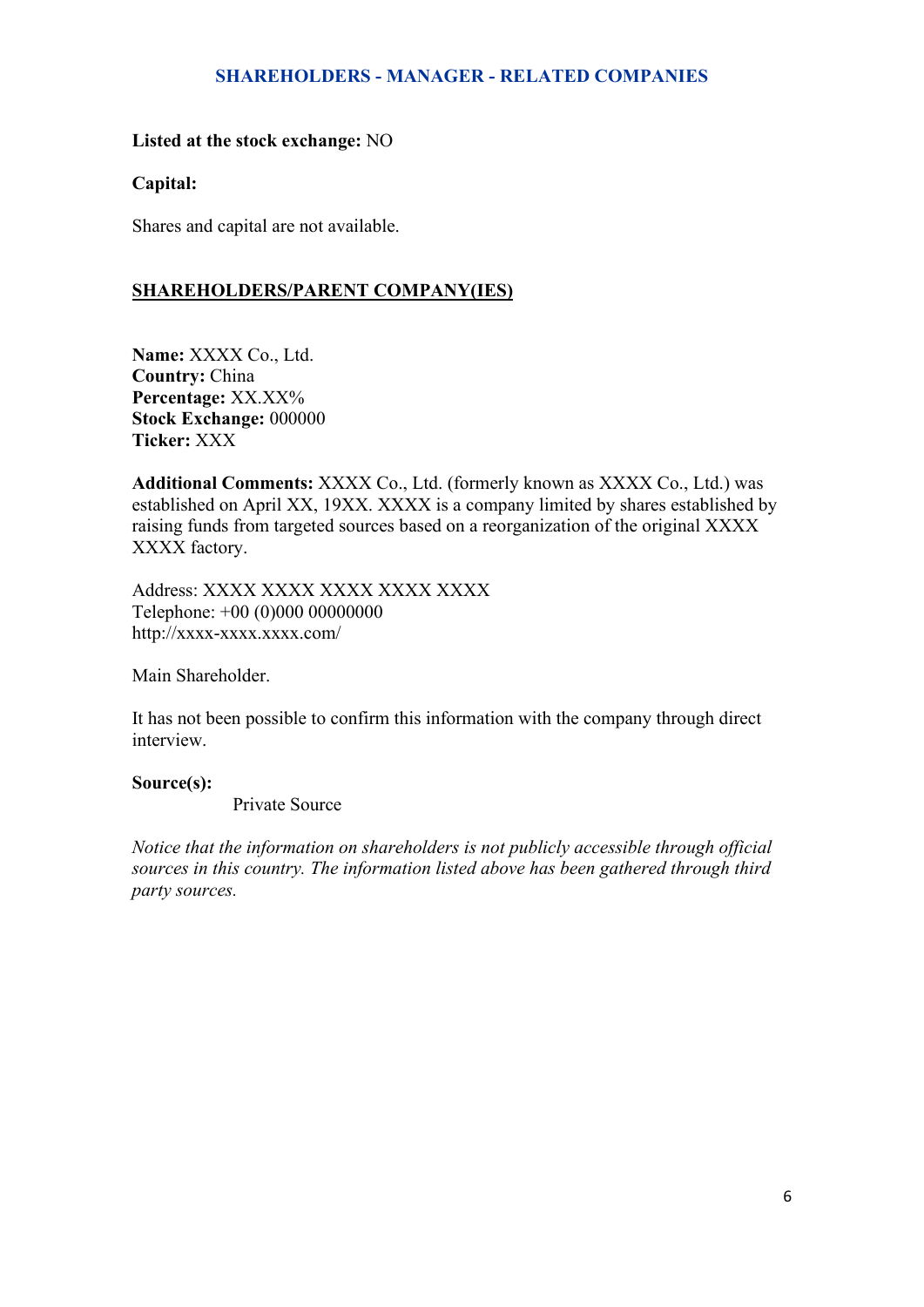## SHAREHOLDERS - MANAGER - RELATED COMPANIES

**Listed at the stock exchange:** NO

**Capital:**

Shares and capital are not available.

### SHAREHOLDERS/PARENT COMPANY(IES)

**Name:** XXXX Co., Ltd.
**Country:** China
**Percentage:** XX.XX%
**Stock Exchange:** 000000
**Ticker:** XXX

**Additional Comments:** XXXX Co., Ltd. (formerly known as XXXX Co., Ltd.) was established on April XX, 19XX. XXXX is a company limited by shares established by raising funds from targeted sources based on a reorganization of the original XXXX XXXX factory.

Address: XXXX XXXX XXXX XXXX XXXX
Telephone: +00 (0)000 00000000
http://xxxx-xxxx.xxxx.com/

Main Shareholder.

It has not been possible to confirm this information with the company through direct interview.

**Source(s):**

Private Source

*Notice that the information on shareholders is not publicly accessible through official sources in this country. The information listed above has been gathered through third party sources.*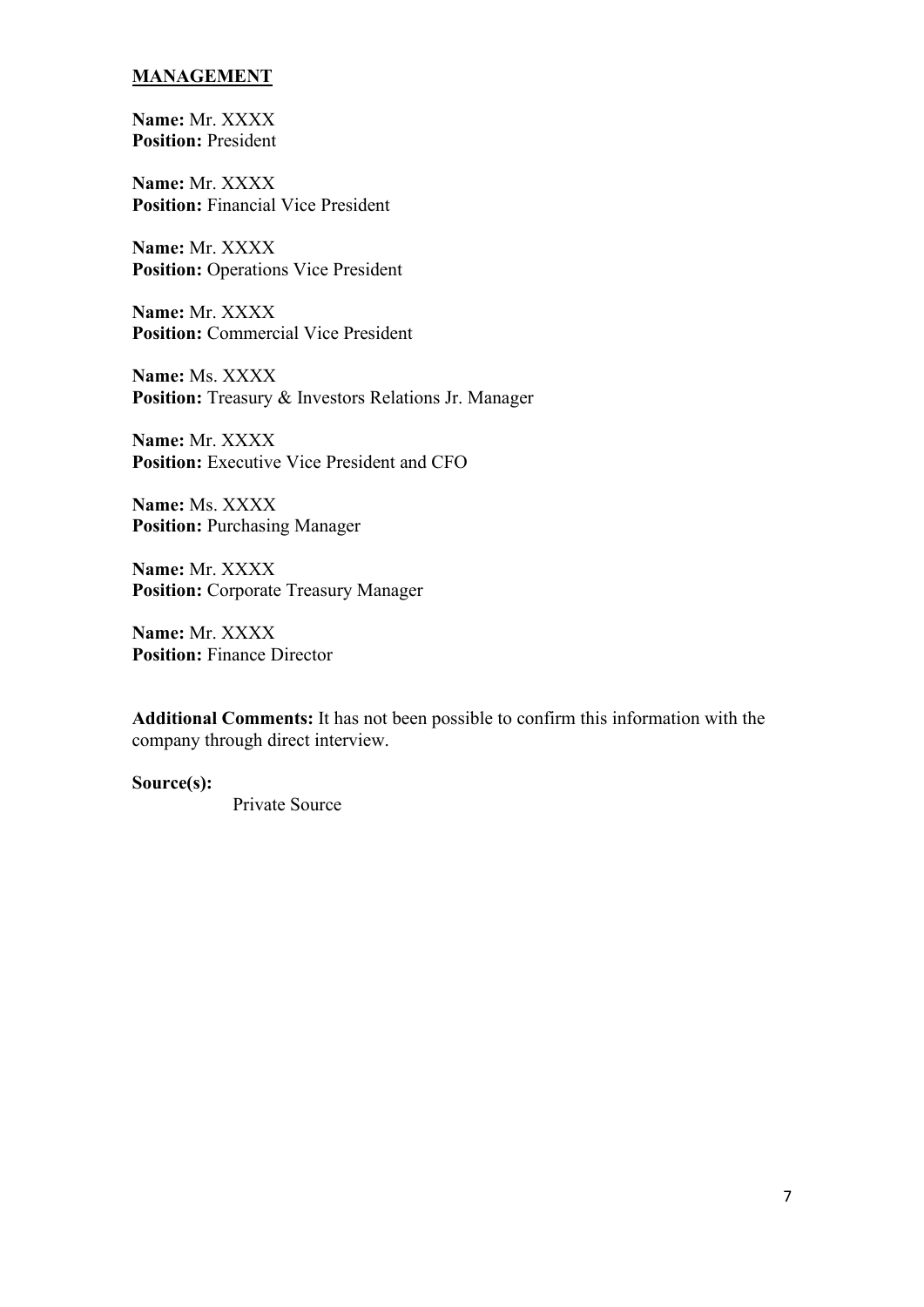## **MANAGEMENT**

**Name:** Mr. XXXX
**Position:** President

**Name:** Mr. XXXX
**Position:** Financial Vice President

**Name:** Mr. XXXX
**Position:** Operations Vice President

**Name:** Mr. XXXX
**Position:** Commercial Vice President

**Name:** Ms. XXXX
**Position:** Treasury & Investors Relations Jr. Manager

**Name:** Mr. XXXX
**Position:** Executive Vice President and CFO

**Name:** Ms. XXXX
**Position:** Purchasing Manager

**Name:** Mr. XXXX
**Position:** Corporate Treasury Manager

**Name:** Mr. XXXX
**Position:** Finance Director

**Additional Comments:** It has not been possible to confirm this information with the company through direct interview.

**Source(s):**

Private Source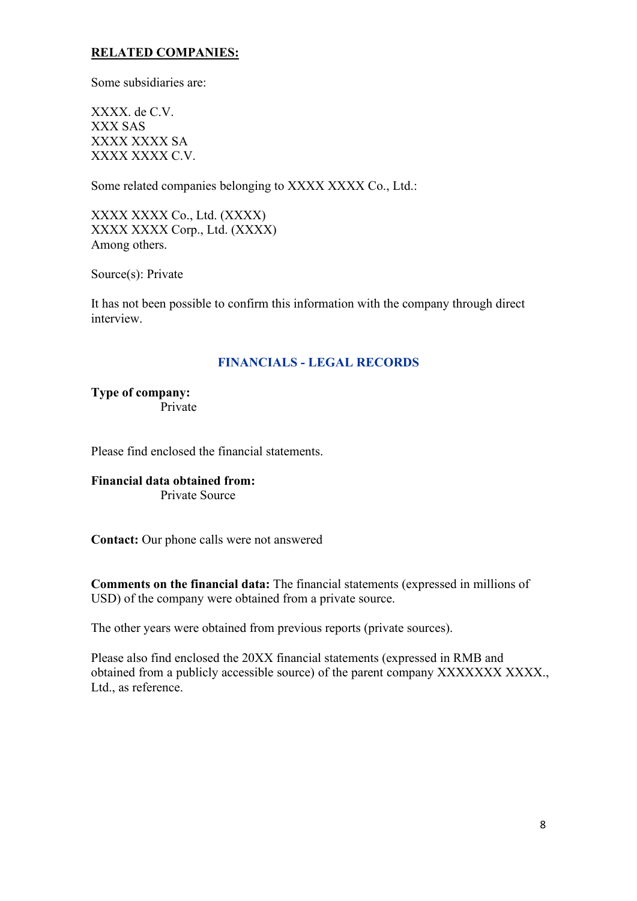**RELATED COMPANIES:**

Some subsidiaries are:

XXXX. de C.V.
XXX SAS
XXXX XXXX SA
XXXX XXXX C.V.

Some related companies belonging to XXXX XXXX Co., Ltd.:

XXXX XXXX Co., Ltd. (XXXX)
XXXX XXXX Corp., Ltd. (XXXX)
Among others.

Source(s): Private

It has not been possible to confirm this information with the company through direct interview.

## FINANCIALS - LEGAL RECORDS

**Type of company:**
Private

Please find enclosed the financial statements.

**Financial data obtained from:**
Private Source

**Contact:** Our phone calls were not answered

**Comments on the financial data:** The financial statements (expressed in millions of USD) of the company were obtained from a private source.

The other years were obtained from previous reports (private sources).

Please also find enclosed the 20XX financial statements (expressed in RMB and obtained from a publicly accessible source) of the parent company XXXXXXX XXXX., Ltd., as reference.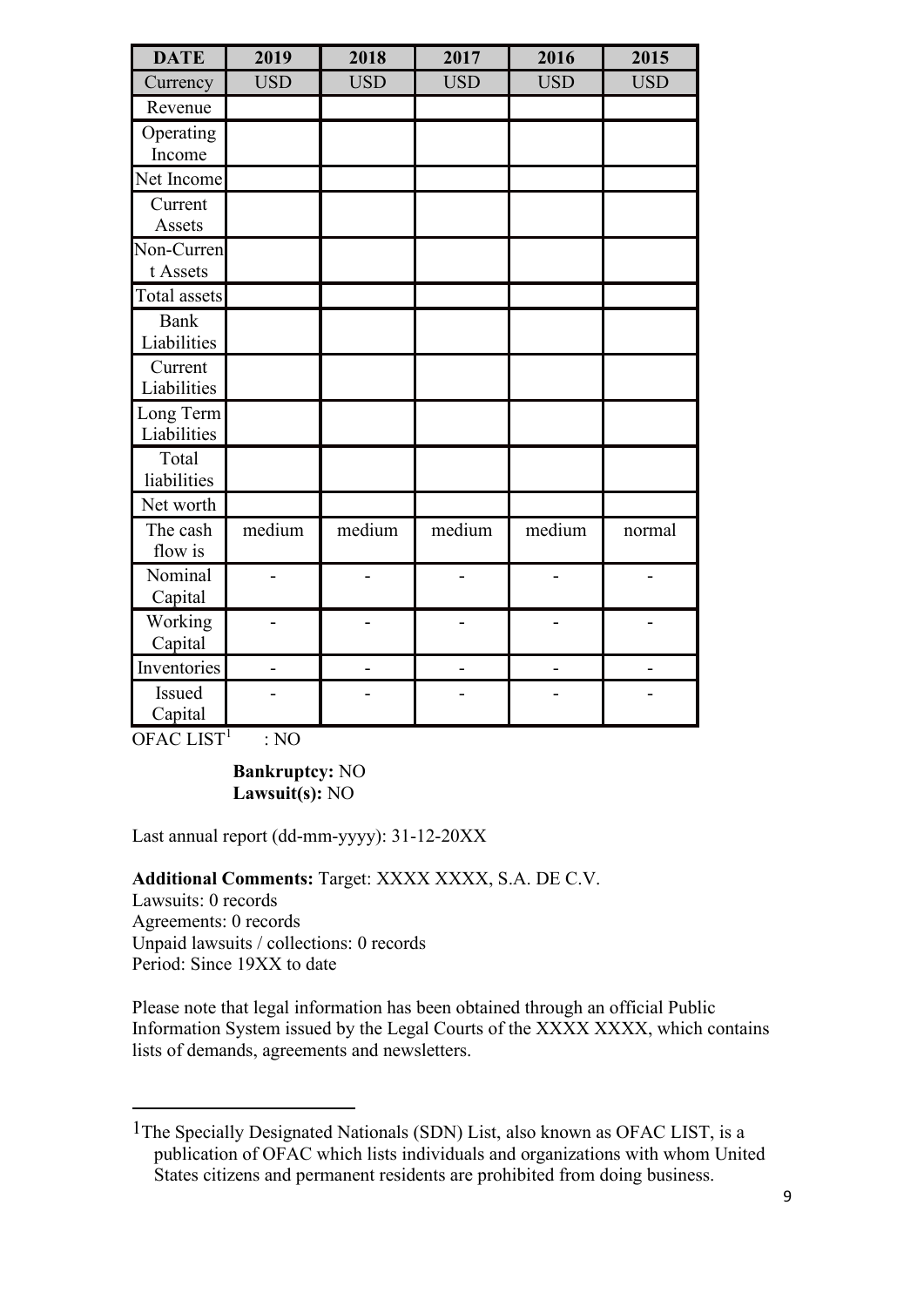| DATE | 2019 | 2018 | 2017 | 2016 | 2015 |
|---|---|---|---|---|---|
| Currency | USD | USD | USD | USD | USD |
| Revenue | | | | | |
| Operating Income | | | | | |
| Net Income | | | | | |
| Current Assets | | | | | |
| Non-Current Assets | | | | | |
| Total assets | | | | | |
| Bank Liabilities | | | | | |
| Current Liabilities | | | | | |
| Long Term Liabilities | | | | | |
| Total liabilities | | | | | |
| Net worth | | | | | |
| The cash flow is | medium | medium | medium | medium | normal |
| Nominal Capital | - | - | - | - | - |
| Working Capital | - | - | - | - | - |
| Inventories | - | - | - | - | - |
| Issued Capital | - | - | - | - | - |

OFAC LIST[1] : NO

**Bankruptcy:** NO
**Lawsuit(s):** NO

Last annual report (dd-mm-yyyy): 31-12-20XX

**Additional Comments:** Target: XXXX XXXX, S.A. DE C.V.
Lawsuits: 0 records
Agreements: 0 records
Unpaid lawsuits / collections: 0 records
Period: Since 19XX to date

Please note that legal information has been obtained through an official Public Information System issued by the Legal Courts of the XXXX XXXX, which contains lists of demands, agreements and newsletters.

---

[1] The Specially Designated Nationals (SDN) List, also known as OFAC LIST, is a publication of OFAC which lists individuals and organizations with whom United States citizens and permanent residents are prohibited from doing business.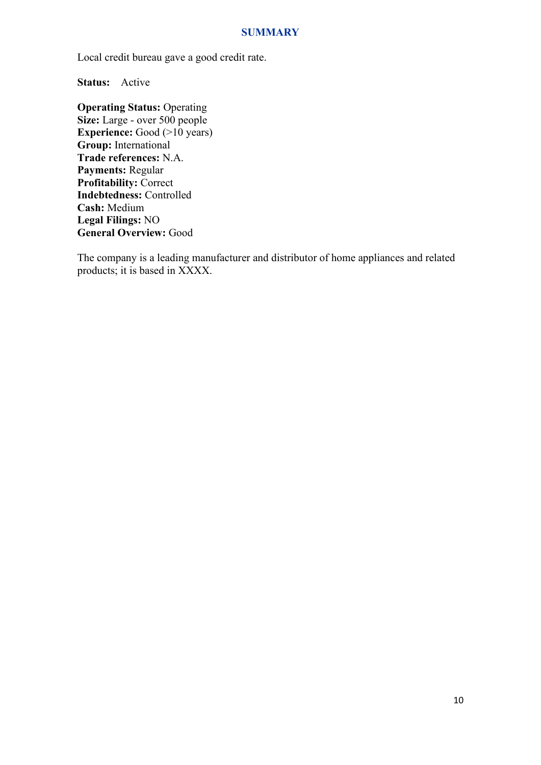## SUMMARY

Local credit bureau gave a good credit rate.

**Status:** Active

**Operating Status:** Operating
**Size:** Large - over 500 people
**Experience:** Good (>10 years)
**Group:** International
**Trade references:** N.A.
**Payments:** Regular
**Profitability:** Correct
**Indebtedness:** Controlled
**Cash:** Medium
**Legal Filings:** NO
**General Overview:** Good

The company is a leading manufacturer and distributor of home appliances and related products; it is based in XXXX.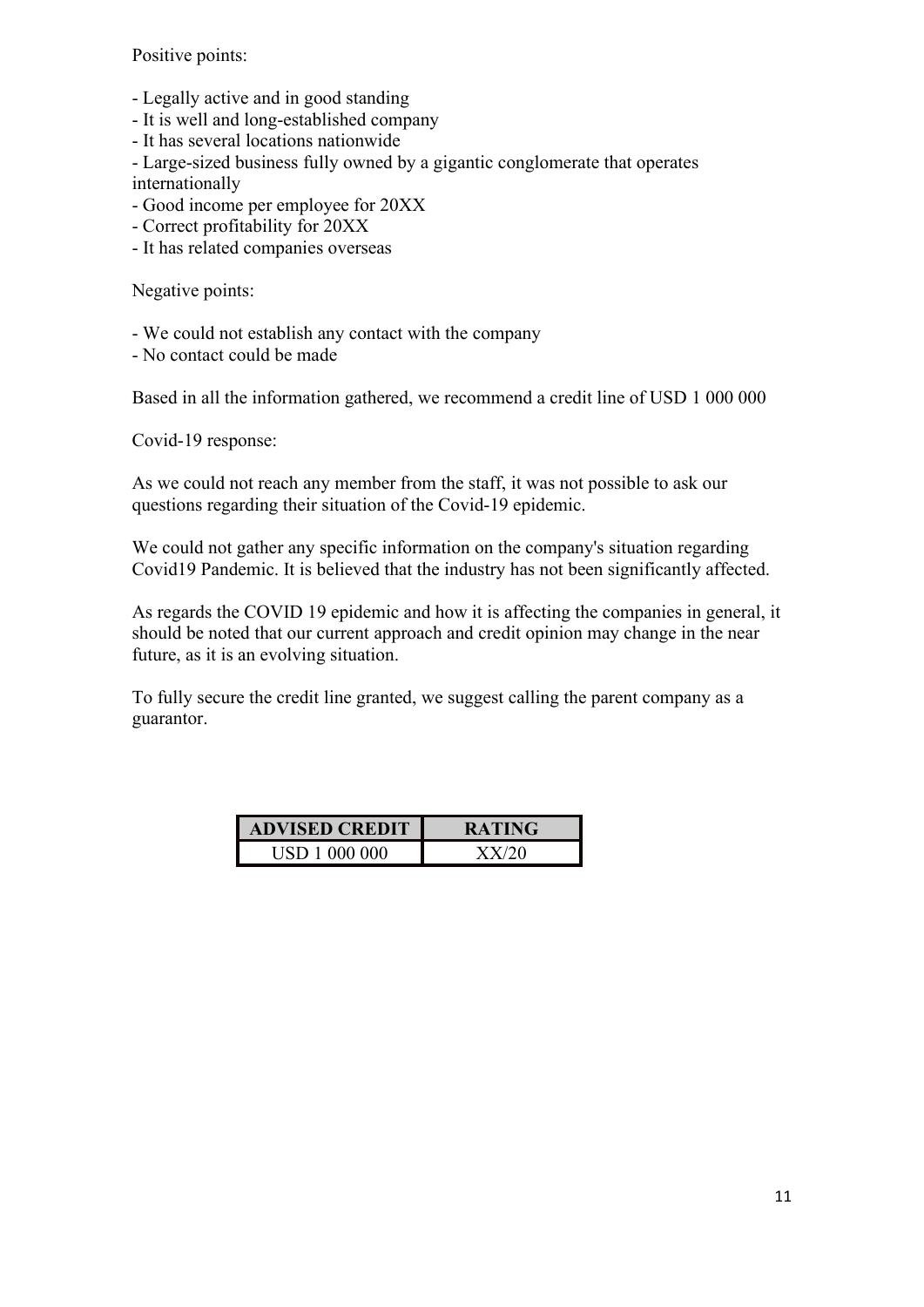Positive points:

- Legally active and in good standing
- It is well and long-established company
- It has several locations nationwide
- Large-sized business fully owned by a gigantic conglomerate that operates internationally
- Good income per employee for 20XX
- Correct profitability for 20XX
- It has related companies overseas

Negative points:

- We could not establish any contact with the company
- No contact could be made

Based in all the information gathered, we recommend a credit line of USD 1 000 000

Covid-19 response:

As we could not reach any member from the staff, it was not possible to ask our questions regarding their situation of the Covid-19 epidemic.

We could not gather any specific information on the company's situation regarding Covid19 Pandemic. It is believed that the industry has not been significantly affected.

As regards the COVID 19 epidemic and how it is affecting the companies in general, it should be noted that our current approach and credit opinion may change in the near future, as it is an evolving situation.

To fully secure the credit line granted, we suggest calling the parent company as a guarantor.

| ADVISED CREDIT | RATING |
| --- | --- |
| USD 1 000 000 | XX/20 |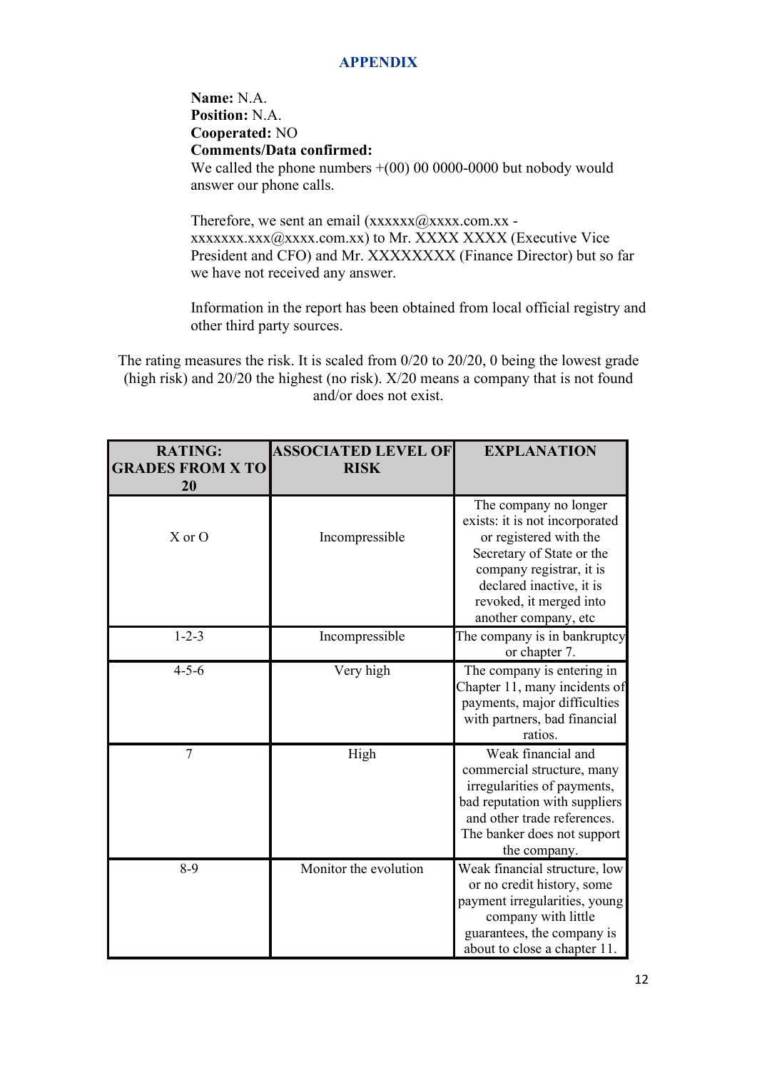## APPENDIX

**Name:** N.A.
**Position:** N.A.
**Cooperated:** NO
**Comments/Data confirmed:**
We called the phone numbers +(00) 00 0000-0000 but nobody would answer our phone calls.

Therefore, we sent an email (xxxxxx@xxxx.com.xx - xxxxxxx.xxx@xxxx.com.xx) to Mr. XXXX XXXX (Executive Vice President and CFO) and Mr. XXXXXXXX (Finance Director) but so far we have not received any answer.

Information in the report has been obtained from local official registry and other third party sources.

The rating measures the risk. It is scaled from 0/20 to 20/20, 0 being the lowest grade (high risk) and 20/20 the highest (no risk). X/20 means a company that is not found and/or does not exist.

| RATING: GRADES FROM X TO 20 | ASSOCIATED LEVEL OF RISK | EXPLANATION |
|---|---|---|
| X or O | Incompressible | The company no longer exists: it is not incorporated or registered with the Secretary of State or the company registrar, it is declared inactive, it is revoked, it merged into another company, etc |
| 1-2-3 | Incompressible | The company is in bankruptcy or chapter 7. |
| 4-5-6 | Very high | The company is entering in Chapter 11, many incidents of payments, major difficulties with partners, bad financial ratios. |
| 7 | High | Weak financial and commercial structure, many irregularities of payments, bad reputation with suppliers and other trade references. The banker does not support the company. |
| 8-9 | Monitor the evolution | Weak financial structure, low or no credit history, some payment irregularities, young company with little guarantees, the company is about to close a chapter 11. |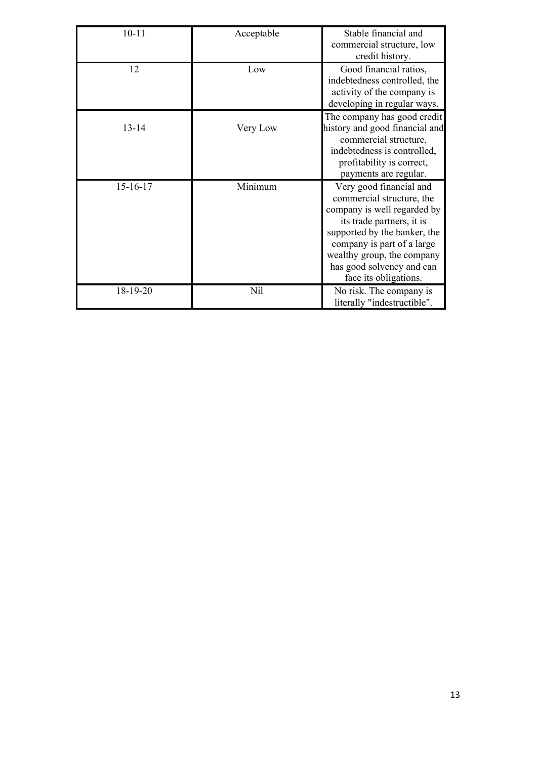| | | |
|---|---|---|
| 10-11 | Acceptable | Stable financial and commercial structure, low credit history. |
| 12 | Low | Good financial ratios, indebtedness controlled, the activity of the company is developing in regular ways. |
| 13-14 | Very Low | The company has good credit history and good financial and commercial structure, indebtedness is controlled, profitability is correct, payments are regular. |
| 15-16-17 | Minimum | Very good financial and commercial structure, the company is well regarded by its trade partners, it is supported by the banker, the company is part of a large wealthy group, the company has good solvency and can face its obligations. |
| 18-19-20 | Nil | No risk. The company is literally "indestructible". |